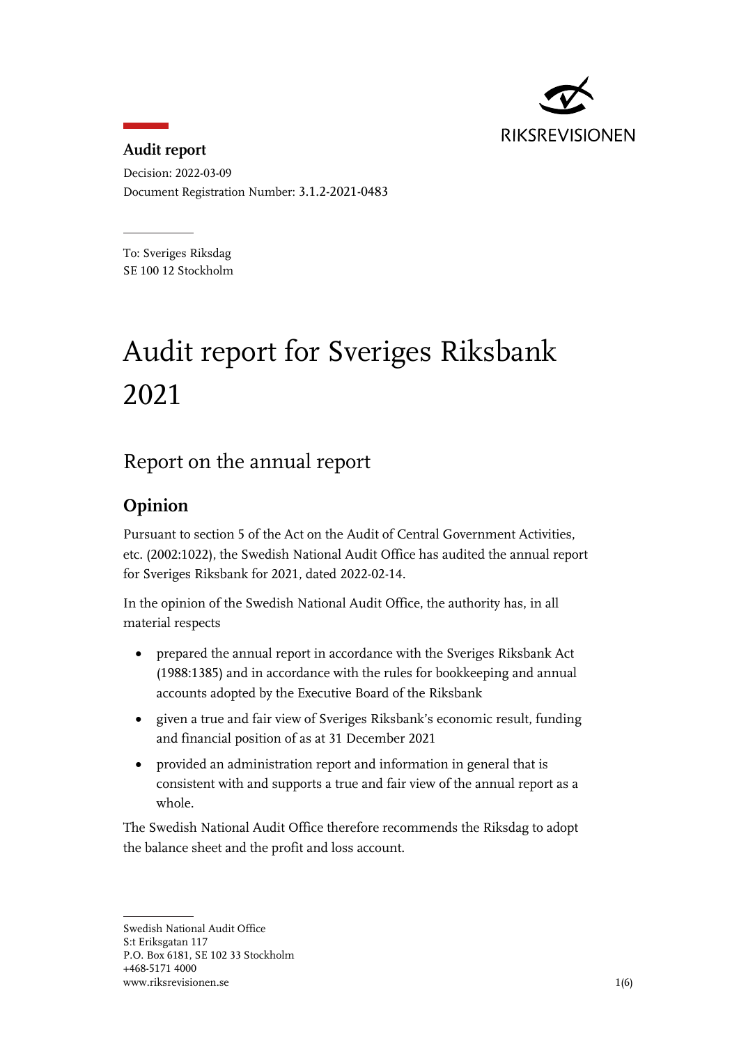**Audit report**

Decision: 2022-03-09

Document Registration Number: 3.1.2-2021-0483

To: Sveriges Riksdag
SE 100 12 Stockholm

# Audit report for Sveriges Riksbank 2021

## Report on the annual report

### Opinion

Pursuant to section 5 of the Act on the Audit of Central Government Activities, etc. (2002:1022), the Swedish National Audit Office has audited the annual report for Sveriges Riksbank for 2021, dated 2022-02-14.

In the opinion of the Swedish National Audit Office, the authority has, in all material respects

- prepared the annual report in accordance with the Sveriges Riksbank Act (1988:1385) and in accordance with the rules for bookkeeping and annual accounts adopted by the Executive Board of the Riksbank
- given a true and fair view of Sveriges Riksbank's economic result, funding and financial position of as at 31 December 2021
- provided an administration report and information in general that is consistent with and supports a true and fair view of the annual report as a whole.

The Swedish National Audit Office therefore recommends the Riksdag to adopt the balance sheet and the profit and loss account.

Swedish National Audit Office
S:t Eriksgatan 117
P.O. Box 6181, SE 102 33 Stockholm
+468-5171 4000
www.riksrevisionen.se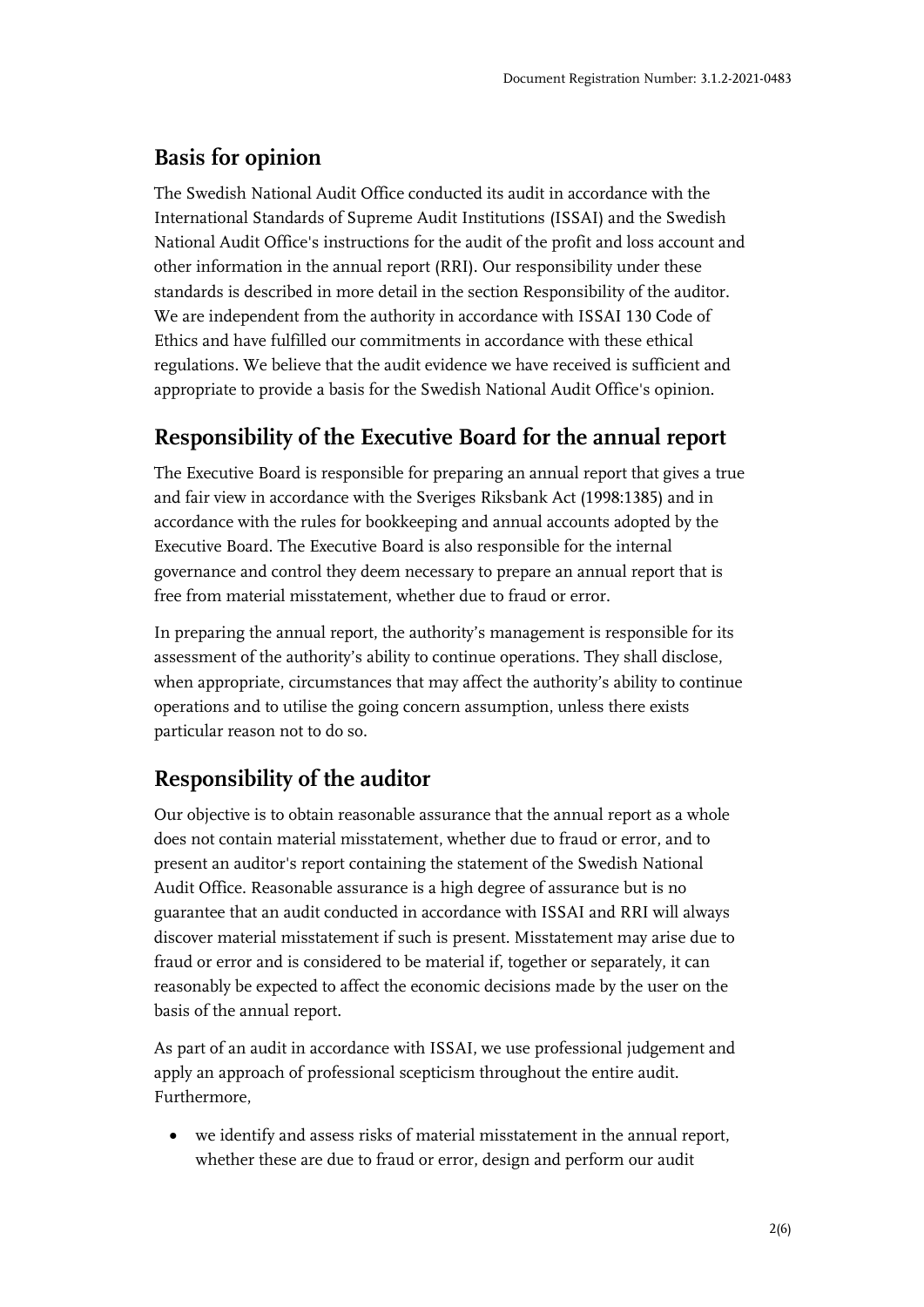## Basis for opinion

The Swedish National Audit Office conducted its audit in accordance with the International Standards of Supreme Audit Institutions (ISSAI) and the Swedish National Audit Office's instructions for the audit of the profit and loss account and other information in the annual report (RRI). Our responsibility under these standards is described in more detail in the section Responsibility of the auditor. We are independent from the authority in accordance with ISSAI 130 Code of Ethics and have fulfilled our commitments in accordance with these ethical regulations. We believe that the audit evidence we have received is sufficient and appropriate to provide a basis for the Swedish National Audit Office's opinion.

## Responsibility of the Executive Board for the annual report

The Executive Board is responsible for preparing an annual report that gives a true and fair view in accordance with the Sveriges Riksbank Act (1998:1385) and in accordance with the rules for bookkeeping and annual accounts adopted by the Executive Board. The Executive Board is also responsible for the internal governance and control they deem necessary to prepare an annual report that is free from material misstatement, whether due to fraud or error.

In preparing the annual report, the authority's management is responsible for its assessment of the authority's ability to continue operations. They shall disclose, when appropriate, circumstances that may affect the authority's ability to continue operations and to utilise the going concern assumption, unless there exists particular reason not to do so.

## Responsibility of the auditor

Our objective is to obtain reasonable assurance that the annual report as a whole does not contain material misstatement, whether due to fraud or error, and to present an auditor's report containing the statement of the Swedish National Audit Office. Reasonable assurance is a high degree of assurance but is no guarantee that an audit conducted in accordance with ISSAI and RRI will always discover material misstatement if such is present. Misstatement may arise due to fraud or error and is considered to be material if, together or separately, it can reasonably be expected to affect the economic decisions made by the user on the basis of the annual report.

As part of an audit in accordance with ISSAI, we use professional judgement and apply an approach of professional scepticism throughout the entire audit. Furthermore,

- we identify and assess risks of material misstatement in the annual report, whether these are due to fraud or error, design and perform our audit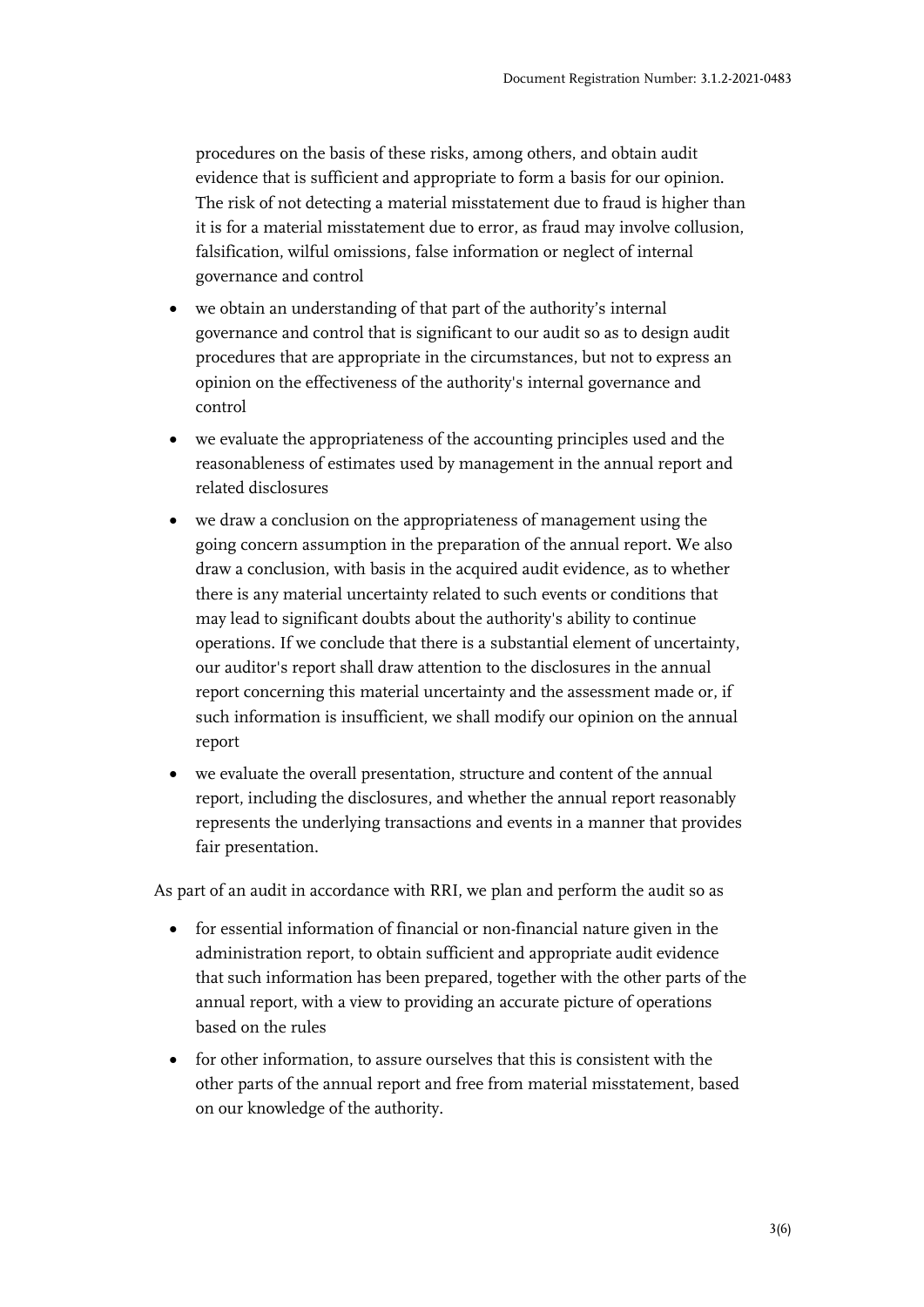procedures on the basis of these risks, among others, and obtain audit evidence that is sufficient and appropriate to form a basis for our opinion. The risk of not detecting a material misstatement due to fraud is higher than it is for a material misstatement due to error, as fraud may involve collusion, falsification, wilful omissions, false information or neglect of internal governance and control

- we obtain an understanding of that part of the authority's internal governance and control that is significant to our audit so as to design audit procedures that are appropriate in the circumstances, but not to express an opinion on the effectiveness of the authority's internal governance and control
- we evaluate the appropriateness of the accounting principles used and the reasonableness of estimates used by management in the annual report and related disclosures
- we draw a conclusion on the appropriateness of management using the going concern assumption in the preparation of the annual report. We also draw a conclusion, with basis in the acquired audit evidence, as to whether there is any material uncertainty related to such events or conditions that may lead to significant doubts about the authority's ability to continue operations. If we conclude that there is a substantial element of uncertainty, our auditor's report shall draw attention to the disclosures in the annual report concerning this material uncertainty and the assessment made or, if such information is insufficient, we shall modify our opinion on the annual report
- we evaluate the overall presentation, structure and content of the annual report, including the disclosures, and whether the annual report reasonably represents the underlying transactions and events in a manner that provides fair presentation.

As part of an audit in accordance with RRI, we plan and perform the audit so as

- for essential information of financial or non-financial nature given in the administration report, to obtain sufficient and appropriate audit evidence that such information has been prepared, together with the other parts of the annual report, with a view to providing an accurate picture of operations based on the rules
- for other information, to assure ourselves that this is consistent with the other parts of the annual report and free from material misstatement, based on our knowledge of the authority.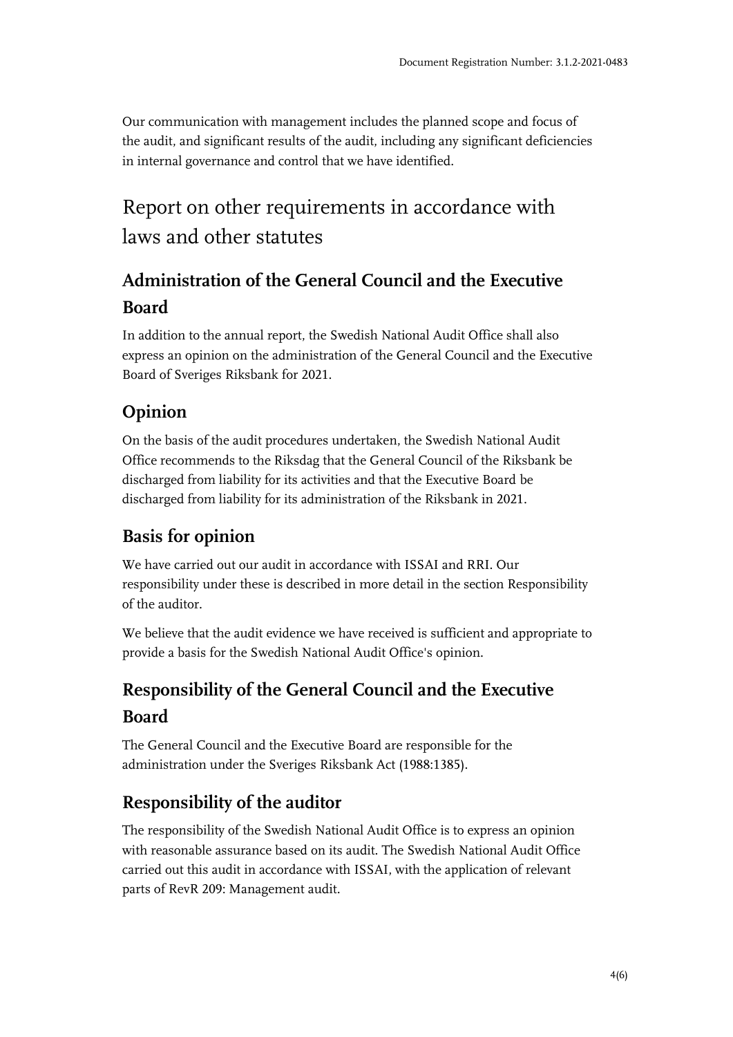Our communication with management includes the planned scope and focus of the audit, and significant results of the audit, including any significant deficiencies in internal governance and control that we have identified.

# Report on other requirements in accordance with laws and other statutes

## Administration of the General Council and the Executive Board

In addition to the annual report, the Swedish National Audit Office shall also express an opinion on the administration of the General Council and the Executive Board of Sveriges Riksbank for 2021.

## Opinion

On the basis of the audit procedures undertaken, the Swedish National Audit Office recommends to the Riksdag that the General Council of the Riksbank be discharged from liability for its activities and that the Executive Board be discharged from liability for its administration of the Riksbank in 2021.

## Basis for opinion

We have carried out our audit in accordance with ISSAI and RRI. Our responsibility under these is described in more detail in the section Responsibility of the auditor.

We believe that the audit evidence we have received is sufficient and appropriate to provide a basis for the Swedish National Audit Office's opinion.

## Responsibility of the General Council and the Executive Board

The General Council and the Executive Board are responsible for the administration under the Sveriges Riksbank Act (1988:1385).

## Responsibility of the auditor

The responsibility of the Swedish National Audit Office is to express an opinion with reasonable assurance based on its audit. The Swedish National Audit Office carried out this audit in accordance with ISSAI, with the application of relevant parts of RevR 209: Management audit.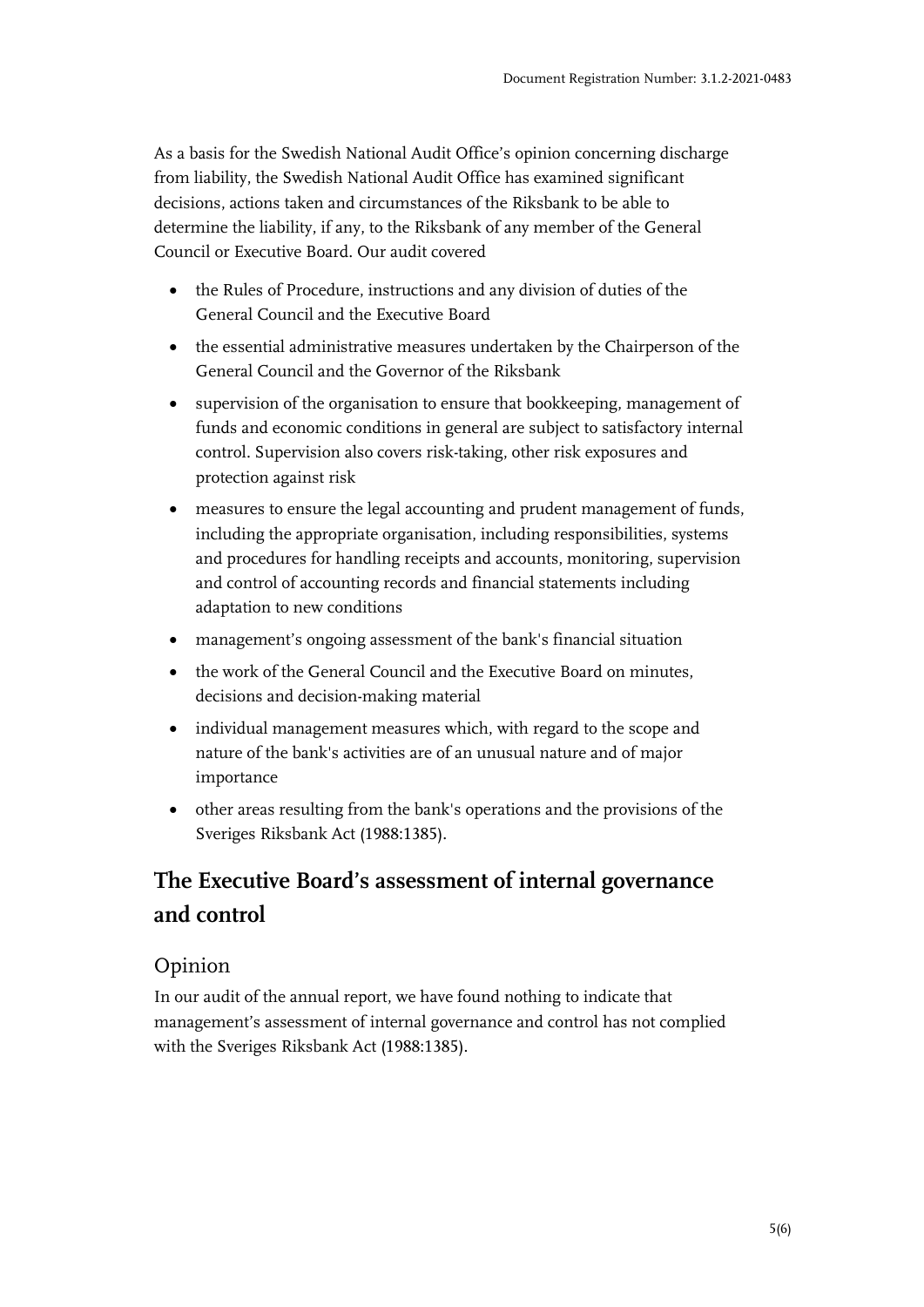As a basis for the Swedish National Audit Office's opinion concerning discharge from liability, the Swedish National Audit Office has examined significant decisions, actions taken and circumstances of the Riksbank to be able to determine the liability, if any, to the Riksbank of any member of the General Council or Executive Board. Our audit covered

- the Rules of Procedure, instructions and any division of duties of the General Council and the Executive Board
- the essential administrative measures undertaken by the Chairperson of the General Council and the Governor of the Riksbank
- supervision of the organisation to ensure that bookkeeping, management of funds and economic conditions in general are subject to satisfactory internal control. Supervision also covers risk-taking, other risk exposures and protection against risk
- measures to ensure the legal accounting and prudent management of funds, including the appropriate organisation, including responsibilities, systems and procedures for handling receipts and accounts, monitoring, supervision and control of accounting records and financial statements including adaptation to new conditions
- management's ongoing assessment of the bank's financial situation
- the work of the General Council and the Executive Board on minutes, decisions and decision-making material
- individual management measures which, with regard to the scope and nature of the bank's activities are of an unusual nature and of major importance
- other areas resulting from the bank's operations and the provisions of the Sveriges Riksbank Act (1988:1385).

## The Executive Board's assessment of internal governance and control

### Opinion

In our audit of the annual report, we have found nothing to indicate that management's assessment of internal governance and control has not complied with the Sveriges Riksbank Act (1988:1385).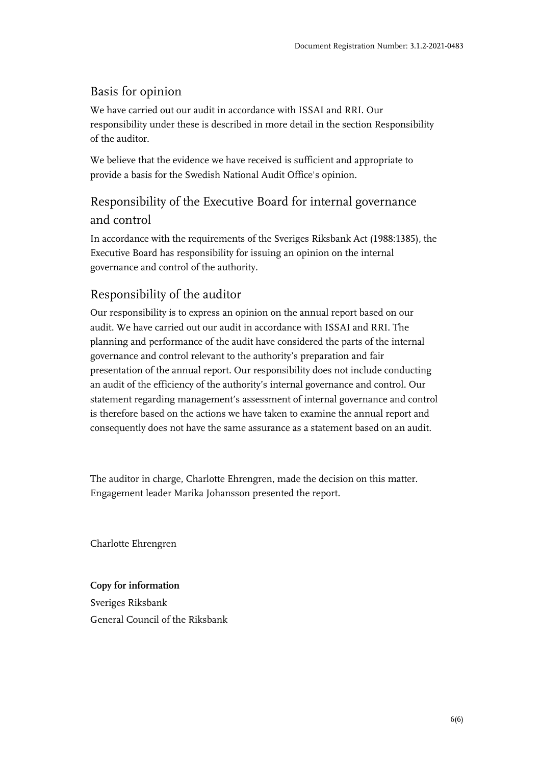## Basis for opinion

We have carried out our audit in accordance with ISSAI and RRI. Our responsibility under these is described in more detail in the section Responsibility of the auditor.

We believe that the evidence we have received is sufficient and appropriate to provide a basis for the Swedish National Audit Office's opinion.

## Responsibility of the Executive Board for internal governance and control

In accordance with the requirements of the Sveriges Riksbank Act (1988:1385), the Executive Board has responsibility for issuing an opinion on the internal governance and control of the authority.

## Responsibility of the auditor

Our responsibility is to express an opinion on the annual report based on our audit. We have carried out our audit in accordance with ISSAI and RRI. The planning and performance of the audit have considered the parts of the internal governance and control relevant to the authority's preparation and fair presentation of the annual report. Our responsibility does not include conducting an audit of the efficiency of the authority's internal governance and control. Our statement regarding management's assessment of internal governance and control is therefore based on the actions we have taken to examine the annual report and consequently does not have the same assurance as a statement based on an audit.

The auditor in charge, Charlotte Ehrengren, made the decision on this matter. Engagement leader Marika Johansson presented the report.

Charlotte Ehrengren

**Copy for information**

Sveriges Riksbank

General Council of the Riksbank